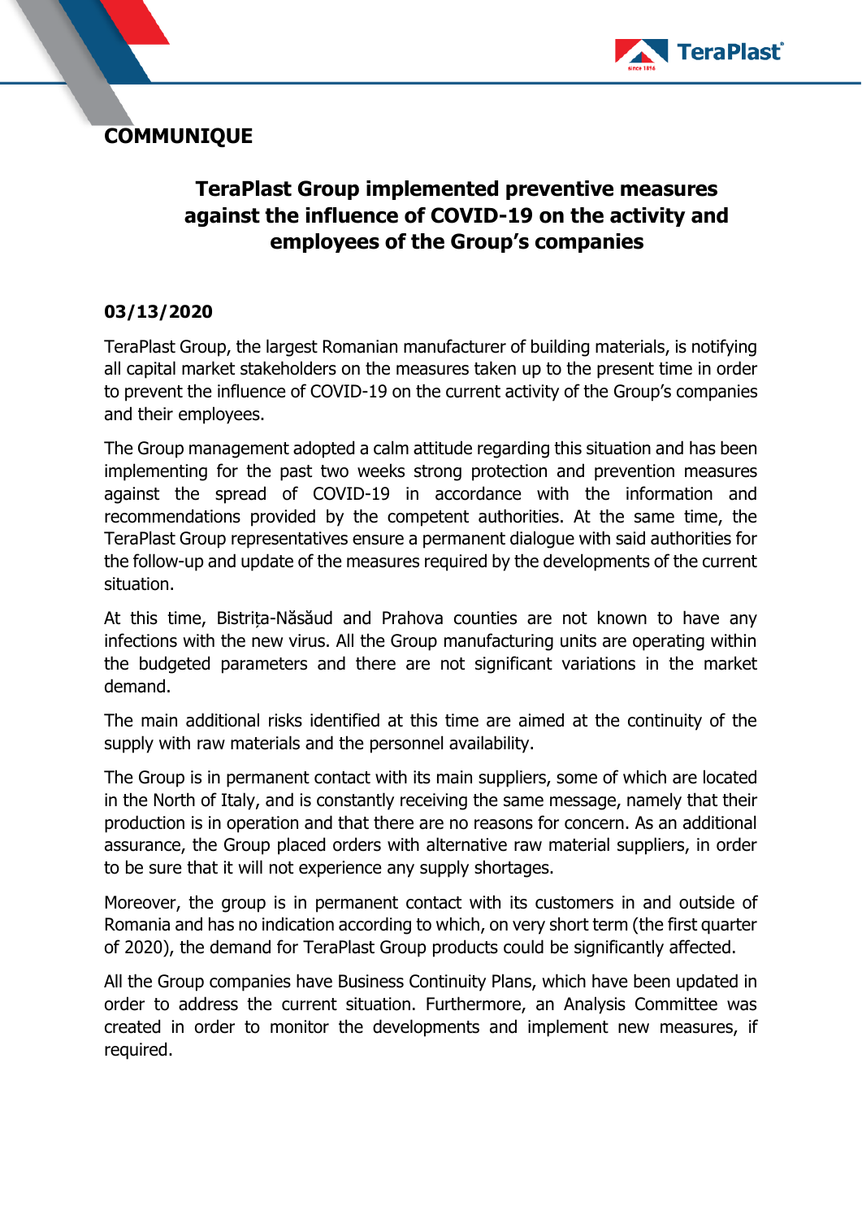**COMMUNIQUE**

# TeraPlast Group implemented preventive measures against the influence of COVID-19 on the activity and employees of the Group's companies

**03/13/2020**

TeraPlast Group, the largest Romanian manufacturer of building materials, is notifying all capital market stakeholders on the measures taken up to the present time in order to prevent the influence of COVID-19 on the current activity of the Group's companies and their employees.

The Group management adopted a calm attitude regarding this situation and has been implementing for the past two weeks strong protection and prevention measures against the spread of COVID-19 in accordance with the information and recommendations provided by the competent authorities. At the same time, the TeraPlast Group representatives ensure a permanent dialogue with said authorities for the follow-up and update of the measures required by the developments of the current situation.

At this time, Bistrița-Năsăud and Prahova counties are not known to have any infections with the new virus. All the Group manufacturing units are operating within the budgeted parameters and there are not significant variations in the market demand.

The main additional risks identified at this time are aimed at the continuity of the supply with raw materials and the personnel availability.

The Group is in permanent contact with its main suppliers, some of which are located in the North of Italy, and is constantly receiving the same message, namely that their production is in operation and that there are no reasons for concern. As an additional assurance, the Group placed orders with alternative raw material suppliers, in order to be sure that it will not experience any supply shortages.

Moreover, the group is in permanent contact with its customers in and outside of Romania and has no indication according to which, on very short term (the first quarter of 2020), the demand for TeraPlast Group products could be significantly affected.

All the Group companies have Business Continuity Plans, which have been updated in order to address the current situation. Furthermore, an Analysis Committee was created in order to monitor the developments and implement new measures, if required.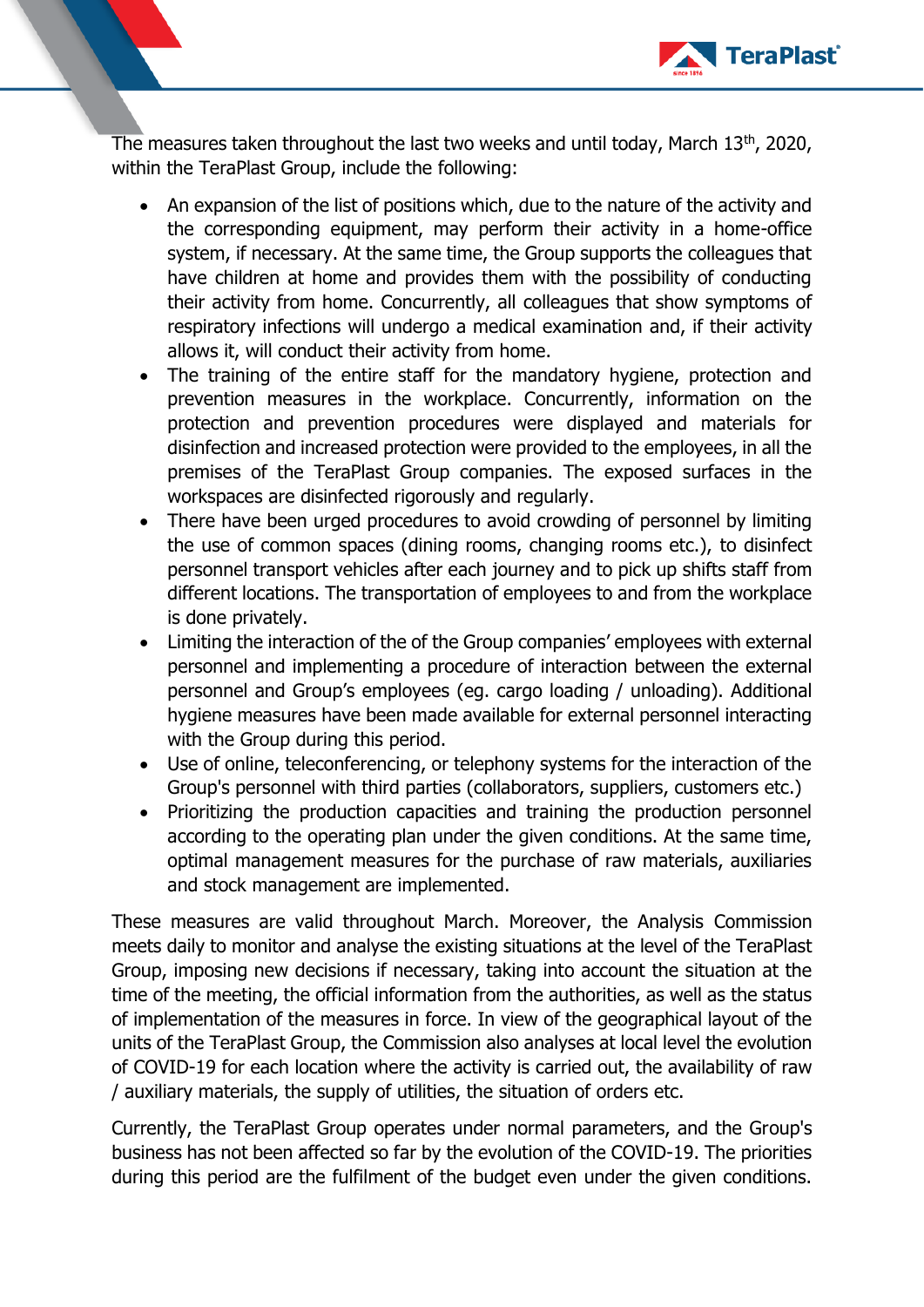The measures taken throughout the last two weeks and until today, March 13th, 2020, within the TeraPlast Group, include the following:

- An expansion of the list of positions which, due to the nature of the activity and the corresponding equipment, may perform their activity in a home-office system, if necessary. At the same time, the Group supports the colleagues that have children at home and provides them with the possibility of conducting their activity from home. Concurrently, all colleagues that show symptoms of respiratory infections will undergo a medical examination and, if their activity allows it, will conduct their activity from home.
- The training of the entire staff for the mandatory hygiene, protection and prevention measures in the workplace. Concurrently, information on the protection and prevention procedures were displayed and materials for disinfection and increased protection were provided to the employees, in all the premises of the TeraPlast Group companies. The exposed surfaces in the workspaces are disinfected rigorously and regularly.
- There have been urged procedures to avoid crowding of personnel by limiting the use of common spaces (dining rooms, changing rooms etc.), to disinfect personnel transport vehicles after each journey and to pick up shifts staff from different locations. The transportation of employees to and from the workplace is done privately.
- Limiting the interaction of the of the Group companies' employees with external personnel and implementing a procedure of interaction between the external personnel and Group's employees (eg. cargo loading / unloading). Additional hygiene measures have been made available for external personnel interacting with the Group during this period.
- Use of online, teleconferencing, or telephony systems for the interaction of the Group's personnel with third parties (collaborators, suppliers, customers etc.)
- Prioritizing the production capacities and training the production personnel according to the operating plan under the given conditions. At the same time, optimal management measures for the purchase of raw materials, auxiliaries and stock management are implemented.

These measures are valid throughout March. Moreover, the Analysis Commission meets daily to monitor and analyse the existing situations at the level of the TeraPlast Group, imposing new decisions if necessary, taking into account the situation at the time of the meeting, the official information from the authorities, as well as the status of implementation of the measures in force. In view of the geographical layout of the units of the TeraPlast Group, the Commission also analyses at local level the evolution of COVID-19 for each location where the activity is carried out, the availability of raw / auxiliary materials, the supply of utilities, the situation of orders etc.

Currently, the TeraPlast Group operates under normal parameters, and the Group's business has not been affected so far by the evolution of the COVID-19. The priorities during this period are the fulfilment of the budget even under the given conditions.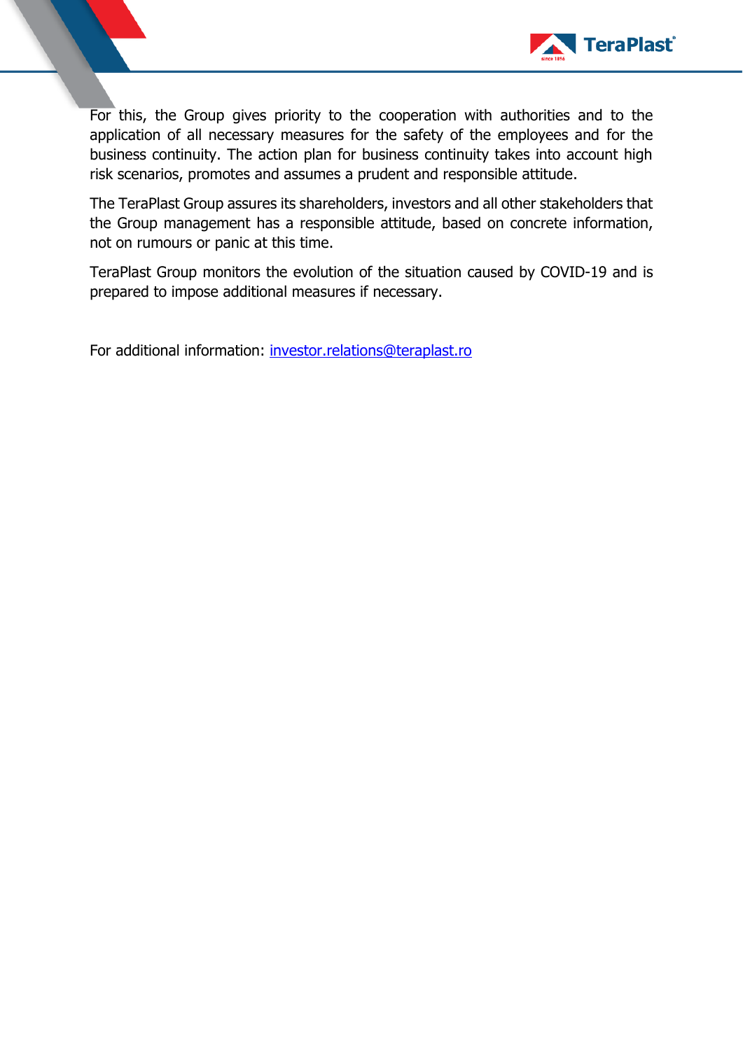For this, the Group gives priority to the cooperation with authorities and to the application of all necessary measures for the safety of the employees and for the business continuity. The action plan for business continuity takes into account high risk scenarios, promotes and assumes a prudent and responsible attitude.

The TeraPlast Group assures its shareholders, investors and all other stakeholders that the Group management has a responsible attitude, based on concrete information, not on rumours or panic at this time.

TeraPlast Group monitors the evolution of the situation caused by COVID-19 and is prepared to impose additional measures if necessary.

For additional information: investor.relations@teraplast.ro